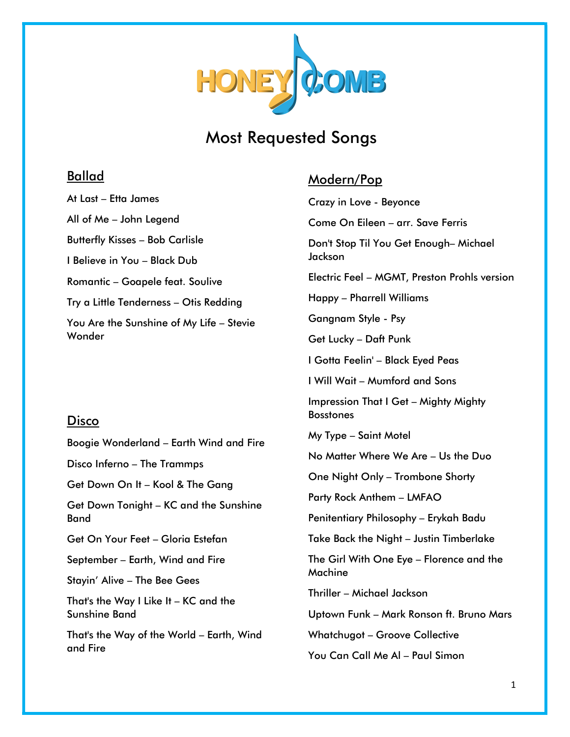HONEYCOMB

# Most Requested Songs

## Ballad

At Last – Etta James

All of Me – John Legend

Butterfly Kisses – Bob Carlisle

I Believe in You – Black Dub

Romantic – Goapele feat. Soulive

Try a Little Tenderness – Otis Redding

You Are the Sunshine of My Life – Stevie Wonder

## Disco

Boogie Wonderland – Earth Wind and Fire

Disco Inferno – The Trammps

Get Down On It – Kool & The Gang

Get Down Tonight – KC and the Sunshine Band

Get On Your Feet – Gloria Estefan

September – Earth, Wind and Fire

Stayin' Alive – The Bee Gees

That's the Way I Like It – KC and the Sunshine Band

That's the Way of the World – Earth, Wind and Fire

## Modern/Pop

Crazy in Love - Beyonce

Come On Eileen – arr. Save Ferris

Don't Stop Til You Get Enough– Michael Jackson

Electric Feel – MGMT, Preston Prohls version

Happy – Pharrell Williams

Gangnam Style - Psy

Get Lucky – Daft Punk

I Gotta Feelin' – Black Eyed Peas

I Will Wait – Mumford and Sons

Impression That I Get – Mighty Mighty Bosstones

My Type – Saint Motel

No Matter Where We Are – Us the Duo

One Night Only – Trombone Shorty

Party Rock Anthem – LMFAO

Penitentiary Philosophy – Erykah Badu

Take Back the Night – Justin Timberlake

The Girl With One Eye – Florence and the Machine

Thriller – Michael Jackson

Uptown Funk – Mark Ronson ft. Bruno Mars

Whatchugot – Groove Collective

You Can Call Me Al – Paul Simon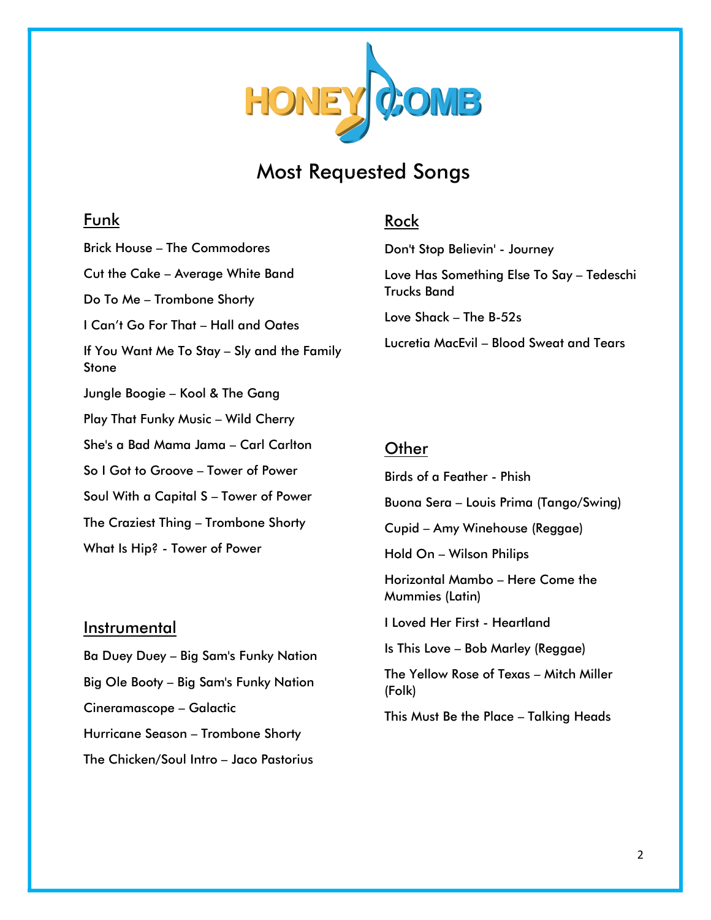# Most Requested Songs

## Funk

Brick House – The Commodores

Cut the Cake – Average White Band

Do To Me – Trombone Shorty

I Can't Go For That – Hall and Oates

If You Want Me To Stay – Sly and the Family Stone

Jungle Boogie – Kool & The Gang

Play That Funky Music – Wild Cherry

She's a Bad Mama Jama – Carl Carlton

So I Got to Groove – Tower of Power

Soul With a Capital S – Tower of Power

The Craziest Thing – Trombone Shorty

What Is Hip? - Tower of Power

## Instrumental

Ba Duey Duey – Big Sam's Funky Nation

Big Ole Booty – Big Sam's Funky Nation

Cineramascope – Galactic

Hurricane Season – Trombone Shorty

The Chicken/Soul Intro – Jaco Pastorius

## Rock

Don't Stop Believin' - Journey

Love Has Something Else To Say – Tedeschi Trucks Band

Love Shack – The B-52s

Lucretia MacEvil – Blood Sweat and Tears

## Other

Birds of a Feather - Phish

Buona Sera – Louis Prima (Tango/Swing)

Cupid – Amy Winehouse (Reggae)

Hold On – Wilson Philips

Horizontal Mambo – Here Come the Mummies (Latin)

I Loved Her First - Heartland

Is This Love – Bob Marley (Reggae)

The Yellow Rose of Texas – Mitch Miller (Folk)

This Must Be the Place – Talking Heads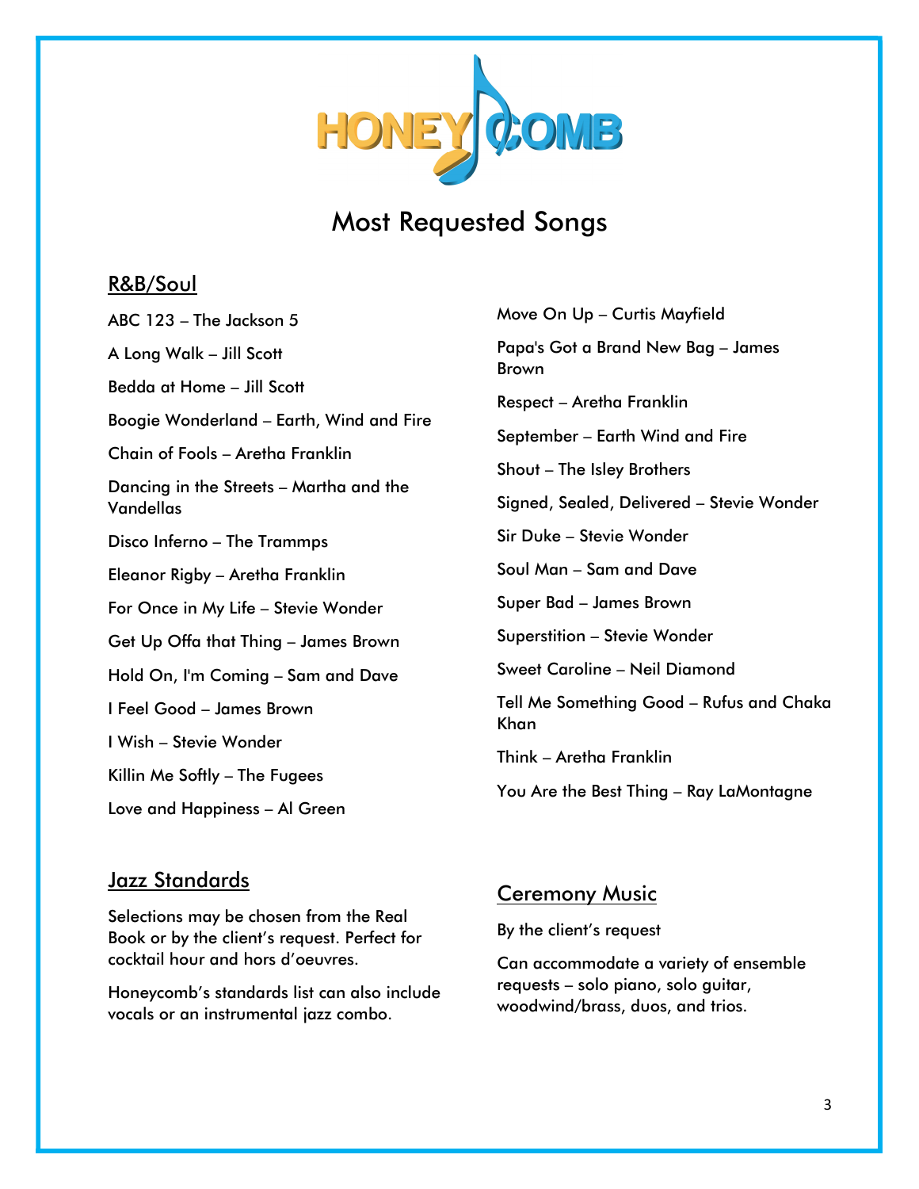# HONEYCOMB

## Most Requested Songs

### R&B/Soul

ABC 123 – The Jackson 5

A Long Walk – Jill Scott

Bedda at Home – Jill Scott

Boogie Wonderland – Earth, Wind and Fire

Chain of Fools – Aretha Franklin

Dancing in the Streets – Martha and the Vandellas

Disco Inferno – The Trammps

Eleanor Rigby – Aretha Franklin

For Once in My Life – Stevie Wonder

Get Up Offa that Thing – James Brown

Hold On, I'm Coming – Sam and Dave

I Feel Good – James Brown

I Wish – Stevie Wonder

Killin Me Softly – The Fugees

Love and Happiness – Al Green

Move On Up – Curtis Mayfield

Papa's Got a Brand New Bag – James Brown

Respect – Aretha Franklin

September – Earth Wind and Fire

Shout – The Isley Brothers

Signed, Sealed, Delivered – Stevie Wonder

Sir Duke – Stevie Wonder

Soul Man – Sam and Dave

Super Bad – James Brown

Superstition – Stevie Wonder

Sweet Caroline – Neil Diamond

Tell Me Something Good – Rufus and Chaka Khan

Think – Aretha Franklin

You Are the Best Thing – Ray LaMontagne

### Jazz Standards

Selections may be chosen from the Real Book or by the client's request. Perfect for cocktail hour and hors d'oeuvres.

Honeycomb's standards list can also include vocals or an instrumental jazz combo.

### Ceremony Music

By the client's request

Can accommodate a variety of ensemble requests – solo piano, solo guitar, woodwind/brass, duos, and trios.